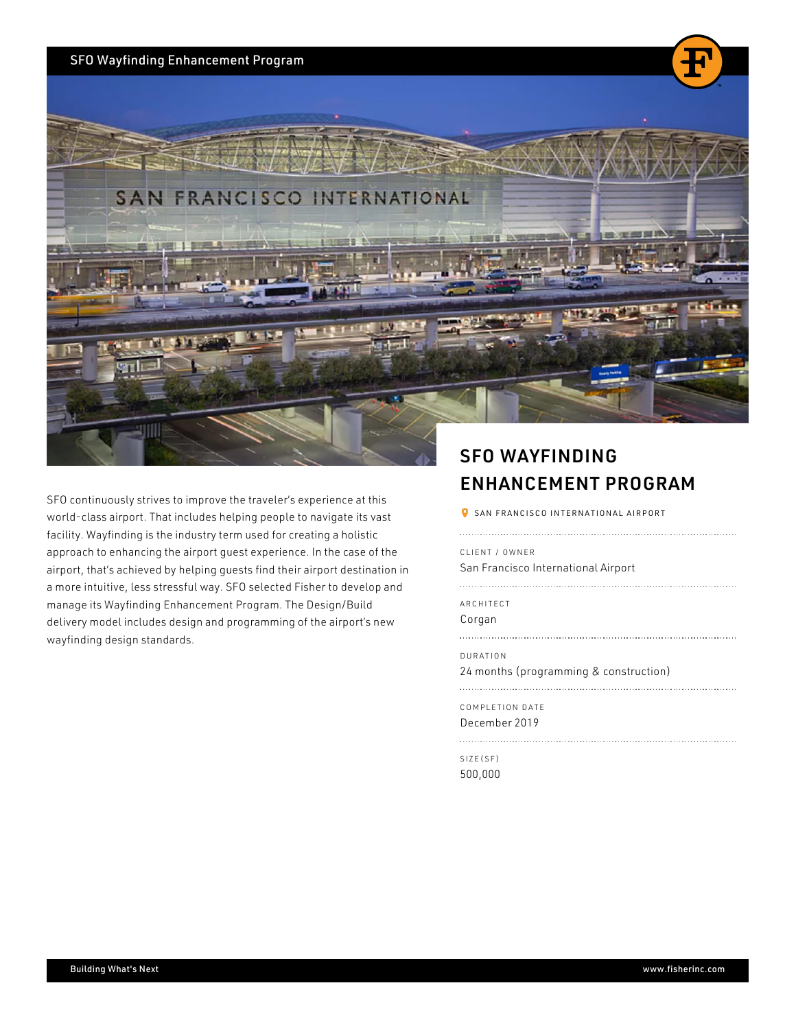# SFO WAYFINDING ENHANCEMENT PROGRAM

SAN FRANCISCO INTERNATIONAL AIRPORT

CLIENT / OWNER
San Francisco International Airport

ARCHITECT
Corgan

DURATION
24 months (programming & construction)

COMPLETION DATE
December 2019

SIZE(SF)
500,000

SFO continuously strives to improve the traveler's experience at this world-class airport. That includes helping people to navigate its vast facility. Wayfinding is the industry term used for creating a holistic approach to enhancing the airport guest experience. In the case of the airport, that's achieved by helping guests find their airport destination in a more intuitive, less stressful way. SFO selected Fisher to develop and manage its Wayfinding Enhancement Program. The Design/Build delivery model includes design and programming of the airport's new wayfinding design standards.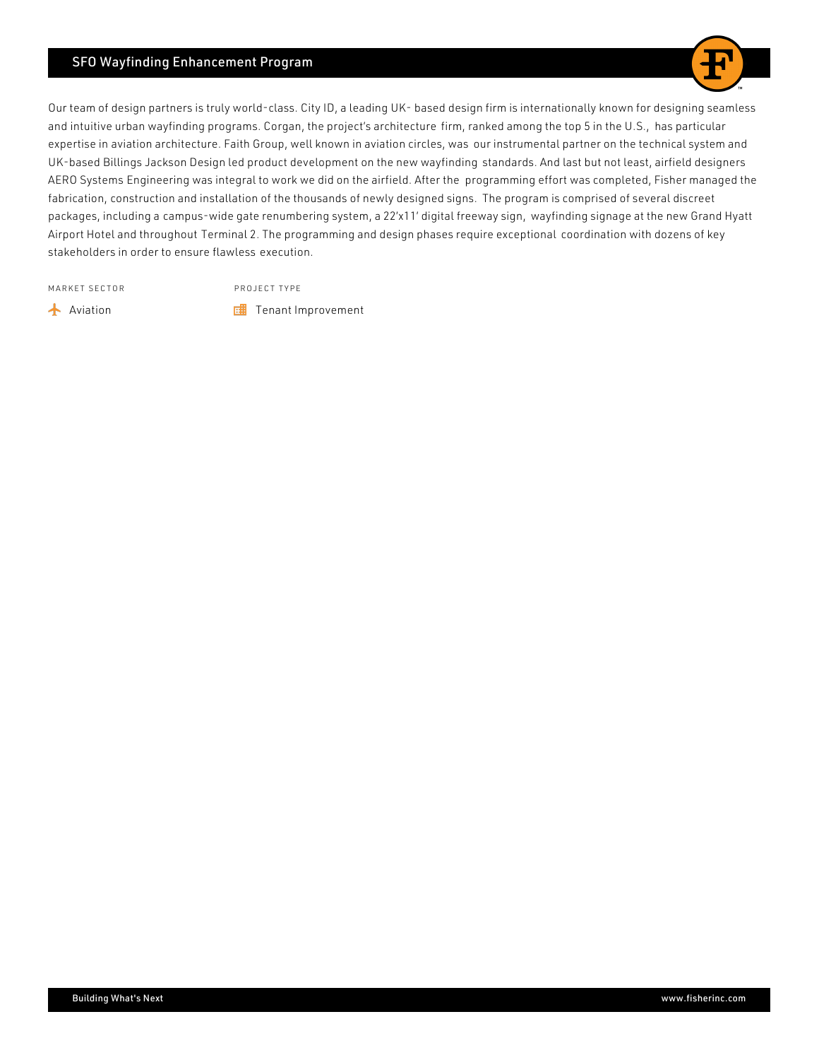Our team of design partners is truly world-class. City ID, a leading UK- based design firm is internationally known for designing seamless and intuitive urban wayfinding programs. Corgan, the project's architecture firm, ranked among the top 5 in the U.S., has particular expertise in aviation architecture. Faith Group, well known in aviation circles, was our instrumental partner on the technical system and UK-based Billings Jackson Design led product development on the new wayfinding standards. And last but not least, airfield designers AERO Systems Engineering was integral to work we did on the airfield. After the programming effort was completed, Fisher managed the fabrication, construction and installation of the thousands of newly designed signs. The program is comprised of several discreet packages, including a campus-wide gate renumbering system, a 22'x11' digital freeway sign, wayfinding signage at the new Grand Hyatt Airport Hotel and throughout Terminal 2. The programming and design phases require exceptional coordination with dozens of key stakeholders in order to ensure flawless execution.

MARKET SECTOR

Aviation

PROJECT TYPE

Tenant Improvement